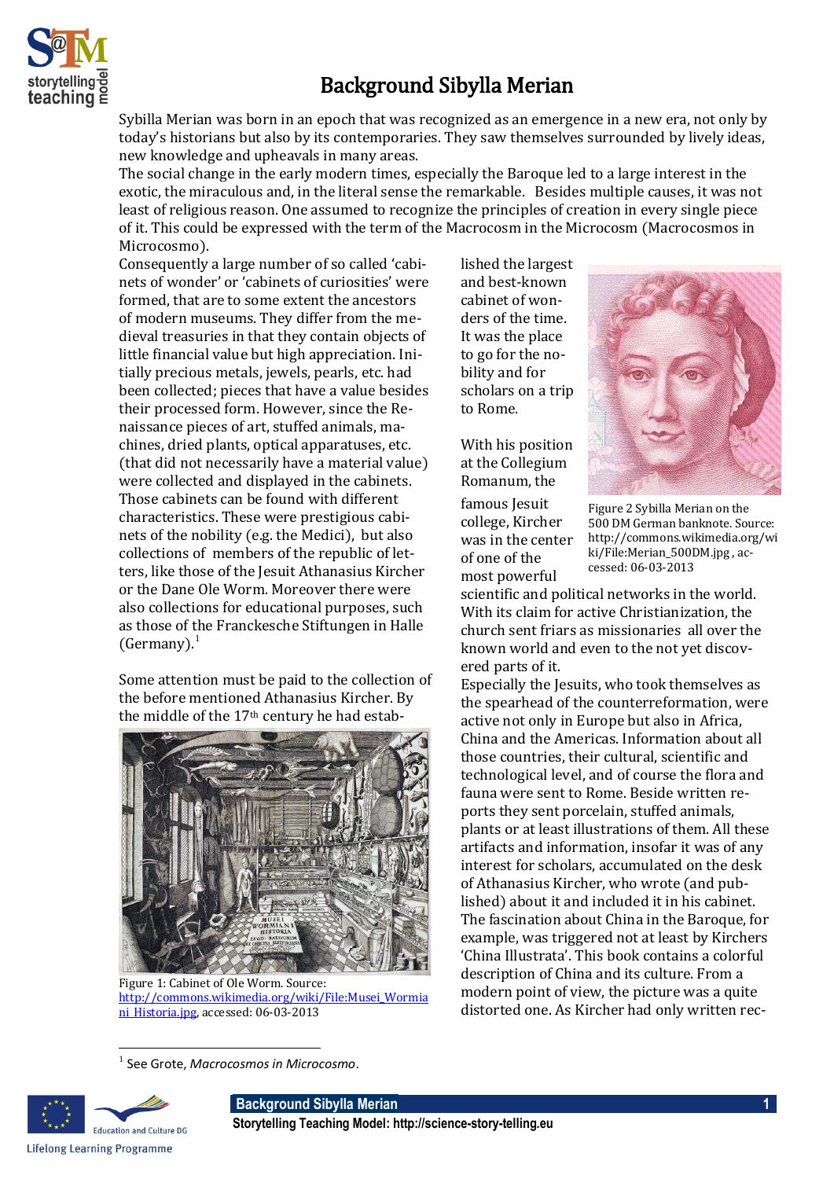# Background Sibylla Merian

Sybilla Merian was born in an epoch that was recognized as an emergence in a new era, not only by today's historians but also by its contemporaries. They saw themselves surrounded by lively ideas, new knowledge and upheavals in many areas.

The social change in the early modern times, especially the Baroque led to a large interest in the exotic, the miraculous and, in the literal sense the remarkable. Besides multiple causes, it was not least of religious reason. One assumed to recognize the principles of creation in every single piece of it. This could be expressed with the term of the Macrocosm in the Microcosm (Macrocosmos in Microcosmo).

Consequently a large number of so called 'cabinets of wonder' or 'cabinets of curiosities' were formed, that are to some extent the ancestors of modern museums. They differ from the medieval treasuries in that they contain objects of little financial value but high appreciation. Initially precious metals, jewels, pearls, etc. had been collected; pieces that have a value besides their processed form. However, since the Renaissance pieces of art, stuffed animals, machines, dried plants, optical apparatuses, etc. (that did not necessarily have a material value) were collected and displayed in the cabinets. Those cabinets can be found with different characteristics. These were prestigious cabinets of the nobility (e.g. the Medici), but also collections of members of the republic of letters, like those of the Jesuit Athanasius Kircher or the Dane Ole Worm. Moreover there were also collections for educational purposes, such as those of the Franckesche Stiftungen in Halle (Germany).[1]

Some attention must be paid to the collection of the before mentioned Athanasius Kircher. By the middle of the 17th century he had established the largest and best-known cabinet of wonders of the time. It was the place to go for the nobility and for scholars on a trip to Rome.

Figure 1: Cabinet of Ole Worm. Source: http://commons.wikimedia.org/wiki/File:Musei_Wormiani_Historia.jpg, accessed: 06-03-2013

With his position at the Collegium Romanum, the famous Jesuit college, Kircher was in the center of one of the most powerful scientific and political networks in the world. With its claim for active Christianization, the church sent friars as missionaries all over the known world and even to the not yet discovered parts of it.

Figure 2 Sybilla Merian on the 500 DM German banknote. Source: http://commons.wikimedia.org/wiki/File:Merian_500DM.jpg, accessed: 06-03-2013

Especially the Jesuits, who took themselves as the spearhead of the counterreformation, were active not only in Europe but also in Africa, China and the Americas. Information about all those countries, their cultural, scientific and technological level, and of course the flora and fauna were sent to Rome. Beside written reports they sent porcelain, stuffed animals, plants or at least illustrations of them. All these artifacts and information, insofar it was of any interest for scholars, accumulated on the desk of Athanasius Kircher, who wrote (and published) about it and included it in his cabinet. The fascination about China in the Baroque, for example, was triggered not at least by Kirchers 'China Illustrata'. This book contains a colorful description of China and its culture. From a modern point of view, the picture was a quite distorted one. As Kircher had only written rec-

---

[1] See Grote, *Macrocosmos in Microcosmo*.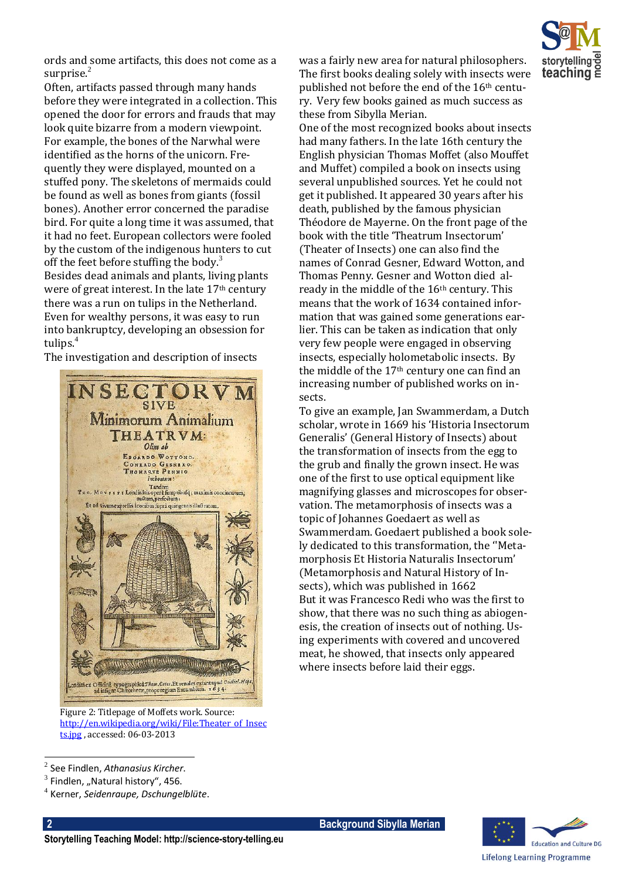ords and some artifacts, this does not come as a surprise.[2]

Often, artifacts passed through many hands before they were integrated in a collection. This opened the door for errors and frauds that may look quite bizarre from a modern viewpoint. For example, the bones of the Narwhal were identified as the horns of the unicorn. Frequently they were displayed, mounted on a stuffed pony. The skeletons of mermaids could be found as well as bones from giants (fossil bones). Another error concerned the paradise bird. For quite a long time it was assumed, that it had no feet. European collectors were fooled by the custom of the indigenous hunters to cut off the feet before stuffing the body.[3]

Besides dead animals and plants, living plants were of great interest. In the late 17th century there was a run on tulips in the Netherland. Even for wealthy persons, it was easy to run into bankruptcy, developing an obsession for tulips.[4]

The investigation and description of insects was a fairly new area for natural philosophers. The first books dealing solely with insects were published not before the end of the 16th century. Very few books gained as much success as these from Sibylla Merian.

One of the most recognized books about insects had many fathers. In the late 16th century the English physician Thomas Moffet (also Mouffet and Muffet) compiled a book on insects using several unpublished sources. Yet he could not get it published. It appeared 30 years after his death, published by the famous physician Théodore de Mayerne. On the front page of the book with the title 'Theatrum Insectorum' (Theater of Insects) one can also find the names of Conrad Gesner, Edward Wotton, and Thomas Penny. Gesner and Wotton died already in the middle of the 16th century. This means that the work of 1634 contained information that was gained some generations earlier. This can be taken as indication that only very few people were engaged in observing insects, especially holometabolic insects. By the middle of the 17th century one can find an increasing number of published works on insects.

To give an example, Jan Swammerdam, a Dutch scholar, wrote in 1669 his 'Historia Insectorum Generalis' (General History of Insects) about the transformation of insects from the egg to the grub and finally the grown insect. He was one of the first to use optical equipment like magnifying glasses and microscopes for observation. The metamorphosis of insects was a topic of Johannes Goedaert as well as Swammerdam. Goedaert published a book solely dedicated to this transformation, the ''Metamorphosis Et Historia Naturalis Insectorum' (Metamorphosis and Natural History of Insects), which was published in 1662

But it was Francesco Redi who was the first to show, that there was no such thing as abiogenesis, the creation of insects out of nothing. Using experiments with covered and uncovered meat, he showed, that insects only appeared where insects before laid their eggs.

Figure 2: Titlepage of Moffets work. Source: http://en.wikipedia.org/wiki/File:Theater_of_Insects.jpg , accessed: 06-03-2013

---

[2] See Findlen, *Athanasius Kircher*.

[3] Findlen, „Natural history", 456.

[4] Kerner, *Seidenraupe, Dschungelblüte*.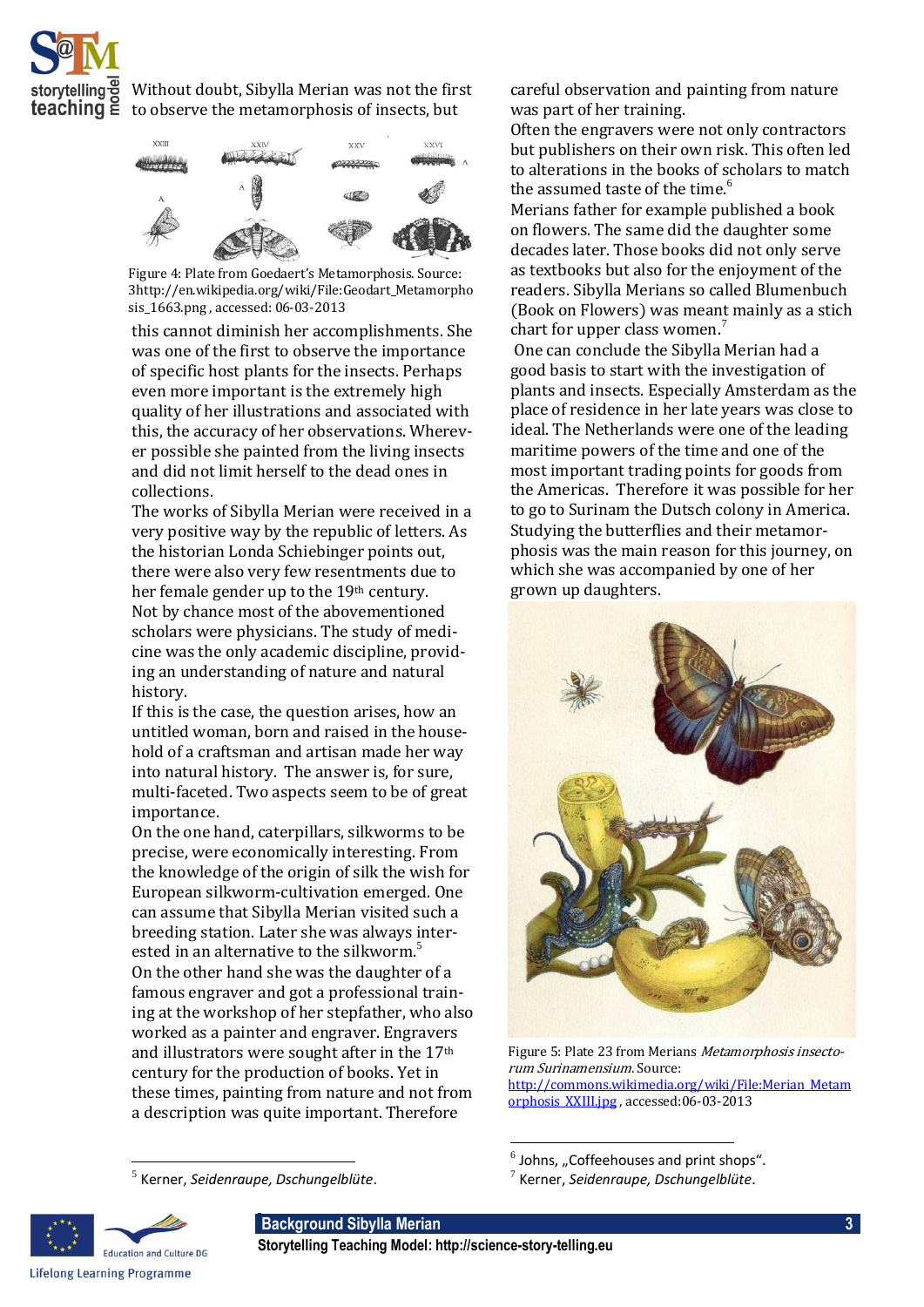Without doubt, Sibylla Merian was not the first to observe the metamorphosis of insects, but

Figure 4: Plate from Goedaert's Metamorphosis. Source: 3http://en.wikipedia.org/wiki/File:Geodart_Metamorphosis_1663.png , accessed: 06-03-2013

this cannot diminish her accomplishments. She was one of the first to observe the importance of specific host plants for the insects. Perhaps even more important is the extremely high quality of her illustrations and associated with this, the accuracy of her observations. Wherever possible she painted from the living insects and did not limit herself to the dead ones in collections.

The works of Sibylla Merian were received in a very positive way by the republic of letters. As the historian Londa Schiebinger points out, there were also very few resentments due to her female gender up to the 19th century.

Not by chance most of the abovementioned scholars were physicians. The study of medicine was the only academic discipline, providing an understanding of nature and natural history.

If this is the case, the question arises, how an untitled woman, born and raised in the household of a craftsman and artisan made her way into natural history. The answer is, for sure, multi-faceted. Two aspects seem to be of great importance.

On the one hand, caterpillars, silkworms to be precise, were economically interesting. From the knowledge of the origin of silk the wish for European silkworm-cultivation emerged. One can assume that Sibylla Merian visited such a breeding station. Later she was always interested in an alternative to the silkworm.[5]

On the other hand she was the daughter of a famous engraver and got a professional training at the workshop of her stepfather, who also worked as a painter and engraver. Engravers and illustrators were sought after in the 17th century for the production of books. Yet in these times, painting from nature and not from a description was quite important. Therefore careful observation and painting from nature was part of her training.

Often the engravers were not only contractors but publishers on their own risk. This often led to alterations in the books of scholars to match the assumed taste of the time.[6]

Merians father for example published a book on flowers. The same did the daughter some decades later. Those books did not only serve as textbooks but also for the enjoyment of the readers. Sibylla Merians so called Blumenbuch (Book on Flowers) was meant mainly as a stich chart for upper class women.[7]

One can conclude the Sibylla Merian had a good basis to start with the investigation of plants and insects. Especially Amsterdam as the place of residence in her late years was close to ideal. The Netherlands were one of the leading maritime powers of the time and one of the most important trading points for goods from the Americas. Therefore it was possible for her to go to Surinam the Dutsch colony in America. Studying the butterflies and their metamorphosis was the main reason for this journey, on which she was accompanied by one of her grown up daughters.

Figure 5: Plate 23 from Merians *Metamorphosis insectorum Surinamensium*. Source: http://commons.wikimedia.org/wiki/File:Merian_Metamorphosis_XXIII.jpg , accessed:06-03-2013

[5] Kerner, *Seidenraupe, Dschungelblüte*.

[6] Johns, „Coffeehouses and print shops".

[7] Kerner, *Seidenraupe, Dschungelblüte*.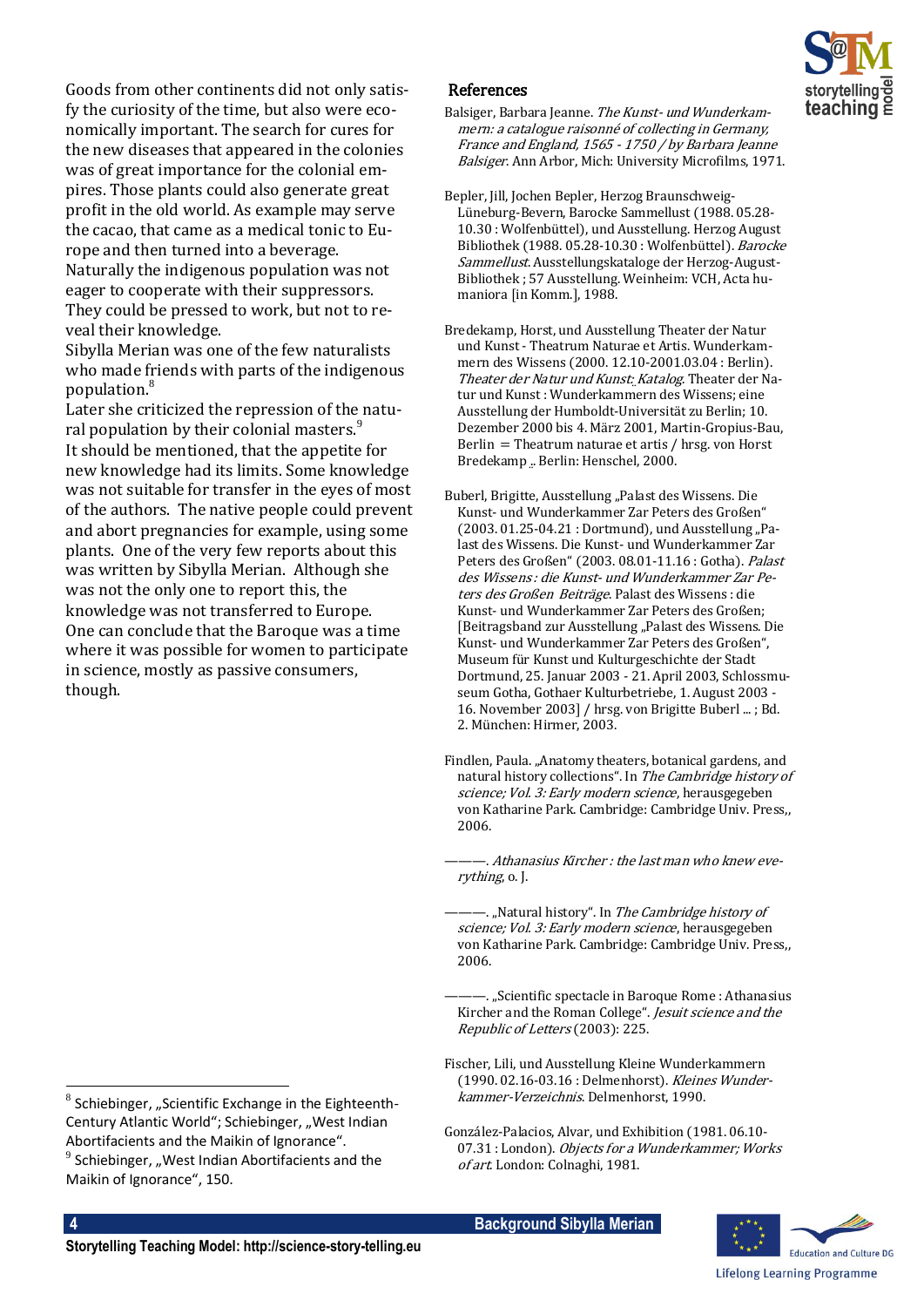Goods from other continents did not only satisfy the curiosity of the time, but also were economically important. The search for cures for the new diseases that appeared in the colonies was of great importance for the colonial empires. Those plants could also generate great profit in the old world. As example may serve the cacao, that came as a medical tonic to Europe and then turned into a beverage.
Naturally the indigenous population was not eager to cooperate with their suppressors. They could be pressed to work, but not to reveal their knowledge.
Sibylla Merian was one of the few naturalists who made friends with parts of the indigenous population.[8]
Later she criticized the repression of the natural population by their colonial masters.[9]
It should be mentioned, that the appetite for new knowledge had its limits. Some knowledge was not suitable for transfer in the eyes of most of the authors. The native people could prevent and abort pregnancies for example, using some plants. One of the very few reports about this was written by Sibylla Merian. Although she was not the only one to report this, the knowledge was not transferred to Europe.
One can conclude that the Baroque was a time where it was possible for women to participate in science, mostly as passive consumers, though.

[8] Schiebinger, „Scientific Exchange in the Eighteenth-Century Atlantic World"; Schiebinger, „West Indian Abortifacients and the Maikin of Ignorance".
[9] Schiebinger, „West Indian Abortifacients and the Maikin of Ignorance", 150.

## References

Balsiger, Barbara Jeanne. *The Kunst- und Wunderkammern: a catalogue raisonné of collecting in Germany, France and England, 1565 - 1750 / by Barbara Jeanne Balsiger*. Ann Arbor, Mich: University Microfilms, 1971.

Bepler, Jill, Jochen Bepler, Herzog Braunschweig-Lüneburg-Bevern, Barocke Sammellust (1988. 05.28-10.30 : Wolfenbüttel), und Ausstellung. Herzog August Bibliothek (1988. 05.28-10.30 : Wolfenbüttel). *Barocke Sammellust*. Ausstellungskataloge der Herzog-August-Bibliothek ; 57 Ausstellung. Weinheim: VCH, Acta humaniora [in Komm.], 1988.

Bredekamp, Horst, und Ausstellung Theater der Natur und Kunst - Theatrum Naturae et Artis. Wunderkammern des Wissens (2000. 12.10-2001.03.04 : Berlin). *Theater der Natur und Kunst: Katalog*. Theater der Natur und Kunst : Wunderkammern des Wissens; eine Ausstellung der Humboldt-Universität zu Berlin; 10. Dezember 2000 bis 4. März 2001, Martin-Gropius-Bau, Berlin = Theatrum naturae et artis / hrsg. von Horst Bredekamp .. Berlin: Henschel, 2000.

Buberl, Brigitte, Ausstellung „Palast des Wissens. Die Kunst- und Wunderkammer Zar Peters des Großen" (2003. 01.25-04.21 : Dortmund), und Ausstellung „Palast des Wissens. Die Kunst- und Wunderkammer Zar Peters des Großen" (2003. 08.01-11.16 : Gotha). *Palast des Wissens : die Kunst- und Wunderkammer Zar Peters des Großen Beiträge*. Palast des Wissens : die Kunst- und Wunderkammer Zar Peters des Großen; [Beitragsband zur Ausstellung „Palast des Wissens. Die Kunst- und Wunderkammer Zar Peters des Großen", Museum für Kunst und Kulturgeschichte der Stadt Dortmund, 25. Januar 2003 - 21. April 2003, Schlossmuseum Gotha, Gothaer Kulturbetriebe, 1. August 2003 - 16. November 2003] / hrsg. von Brigitte Buberl ... ; Bd. 2. München: Hirmer, 2003.

Findlen, Paula. „Anatomy theaters, botanical gardens, and natural history collections". In *The Cambridge history of science; Vol. 3: Early modern science*, herausgegeben von Katharine Park. Cambridge: Cambridge Univ. Press,, 2006.

———. *Athanasius Kircher : the last man who knew everything*, o. J.

———. „Natural history". In *The Cambridge history of science; Vol. 3: Early modern science*, herausgegeben von Katharine Park. Cambridge: Cambridge Univ. Press,, 2006.

———. „Scientific spectacle in Baroque Rome : Athanasius Kircher and the Roman College". *Jesuit science and the Republic of Letters* (2003): 225.

Fischer, Lili, und Ausstellung Kleine Wunderkammern (1990. 02.16-03.16 : Delmenhorst). *Kleines Wunderkammer-Verzeichnis*. Delmenhorst, 1990.

González-Palacios, Alvar, und Exhibition (1981. 06.10-07.31 : London). *Objects for a Wunderkammer; Works of art*. London: Colnaghi, 1981.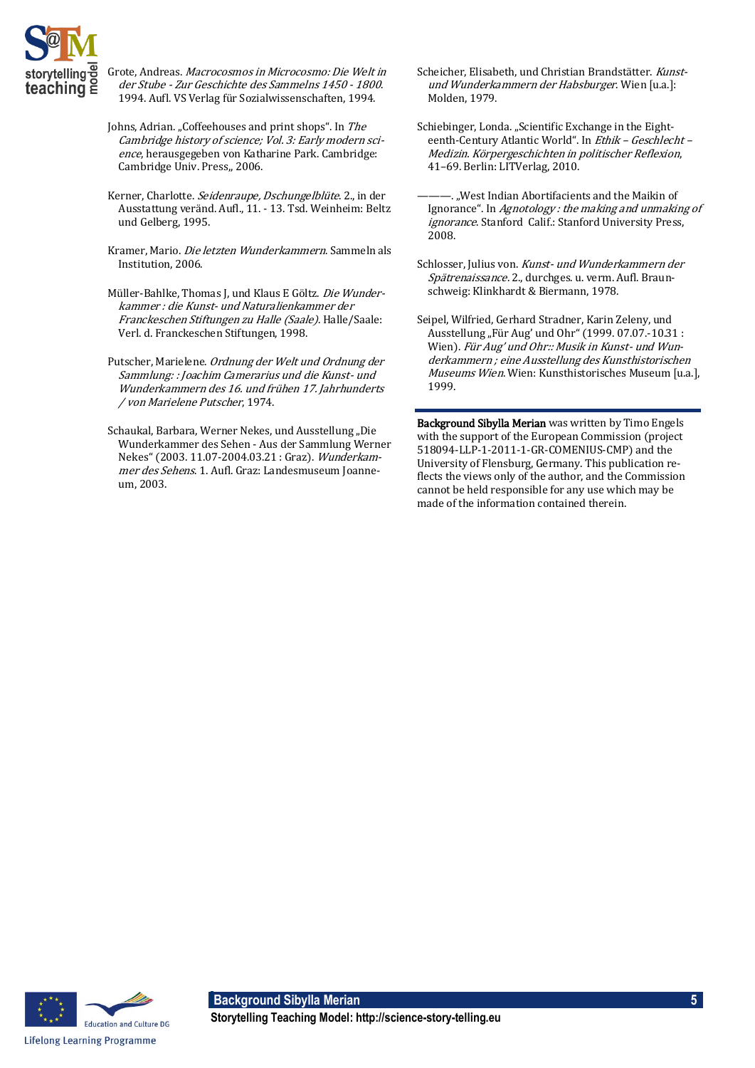Grote, Andreas. *Macrocosmos in Microcosmo: Die Welt in der Stube - Zur Geschichte des Sammelns 1450 - 1800*. 1994. Aufl. VS Verlag für Sozialwissenschaften, 1994.

Johns, Adrian. „Coffeehouses and print shops". In *The Cambridge history of science; Vol. 3: Early modern science*, herausgegeben von Katharine Park. Cambridge: Cambridge Univ. Press,, 2006.

Kerner, Charlotte. *Seidenraupe, Dschungelblüte*. 2., in der Ausstattung veränd. Aufl., 11. - 13. Tsd. Weinheim: Beltz und Gelberg, 1995.

Kramer, Mario. *Die letzten Wunderkammern*. Sammeln als Institution, 2006.

Müller-Bahlke, Thomas J, und Klaus E Göltz. *Die Wunderkammer : die Kunst- und Naturalienkammer der Franckeschen Stiftungen zu Halle (Saale)*. Halle/Saale: Verl. d. Franckeschen Stiftungen, 1998.

Putscher, Marielene. *Ordnung der Welt und Ordnung der Sammlung: : Joachim Camerarius und die Kunst- und Wunderkammern des 16. und frühen 17. Jahrhunderts / von Marielene Putscher*, 1974.

Schaukal, Barbara, Werner Nekes, und Ausstellung „Die Wunderkammer des Sehen - Aus der Sammlung Werner Nekes" (2003. 11.07-2004.03.21 : Graz). *Wunderkammer des Sehens*. 1. Aufl. Graz: Landesmuseum Joanneum, 2003.

Scheicher, Elisabeth, und Christian Brandstätter. *Kunst- und Wunderkammern der Habsburger*. Wien [u.a.]: Molden, 1979.

Schiebinger, Londa. „Scientific Exchange in the Eighteenth-Century Atlantic World". In *Ethik – Geschlecht – Medizin. Körpergeschichten in politischer Reflexion*, 41–69. Berlin: LITVerlag, 2010.

———. „West Indian Abortifacients and the Maikin of Ignorance". In *Agnotology : the making and unmaking of ignorance*. Stanford Calif.: Stanford University Press, 2008.

Schlosser, Julius von. *Kunst- und Wunderkammern der Spätrenaissance*. 2., durchges. u. verm. Aufl. Braunschweig: Klinkhardt & Biermann, 1978.

Seipel, Wilfried, Gerhard Stradner, Karin Zeleny, und Ausstellung „Für Aug' und Ohr" (1999. 07.07.-10.31 : Wien). *Für Aug' und Ohr:: Musik in Kunst- und Wunderkammern ; eine Ausstellung des Kunsthistorischen Museums Wien*. Wien: Kunsthistorisches Museum [u.a.], 1999.

---

**Background Sibylla Merian** was written by Timo Engels with the support of the European Commission (project 518094-LLP-1-2011-1-GR-COMENIUS-CMP) and the University of Flensburg, Germany. This publication reflects the views only of the author, and the Commission cannot be held responsible for any use which may be made of the information contained therein.